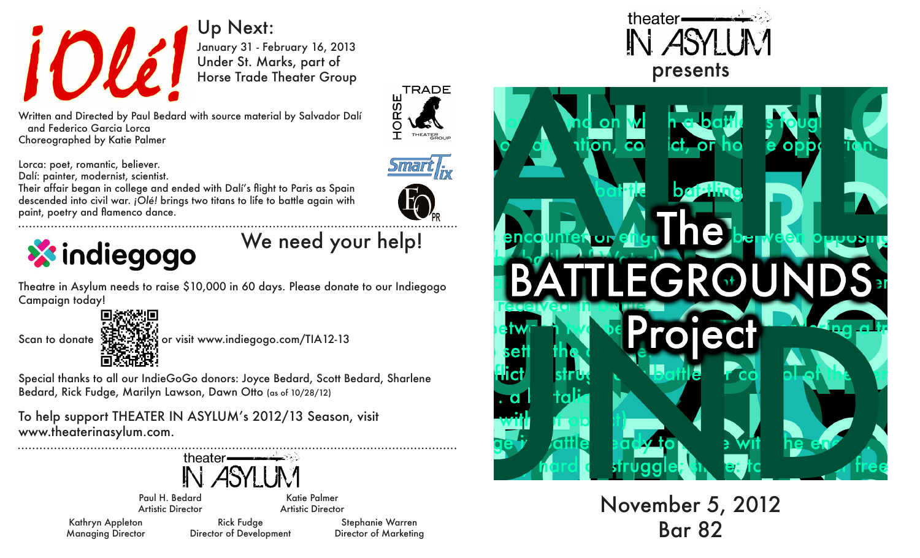# ¡Olé!

Up Next:
January 31 - February 16, 2013
Under St. Marks, part of
Horse Trade Theater Group

Written and Directed by Paul Bedard with source material by Salvador Dalí and Federico Garcia Lorca
Choreographed by Katie Palmer

Lorca: poet, romantic, believer.
Dalí: painter, modernist, scientist.
Their affair began in college and ended with Dalí's flight to Paris as Spain descended into civil war. *¡Olé!* brings two titans to life to battle again with paint, poetry and flamenco dance.

---

## indiegogo

## We need your help!

Theatre in Asylum needs to raise $10,000 in 60 days. Please donate to our Indiegogo Campaign today!

Scan to donate or visit www.indiegogo.com/TIA12-13

Special thanks to all our IndieGoGo donors: Joyce Bedard, Scott Bedard, Sharlene Bedard, Rick Fudge, Marilyn Lawson, Dawn Otto (as of 10/28/12)

To help support THEATER IN ASYLUM's 2012/13 Season, visit www.theaterinasylum.com.

---

theater IN ASYLUM

Paul H. Bedard, Artistic Director
Katie Palmer, Artistic Director
Kathryn Appleton, Managing Director
Rick Fudge, Director of Development
Stephanie Warren, Director of Marketing

---

theater IN ASYLUM
presents

# The BATTLEGROUNDS Project

November 5, 2012
Bar 82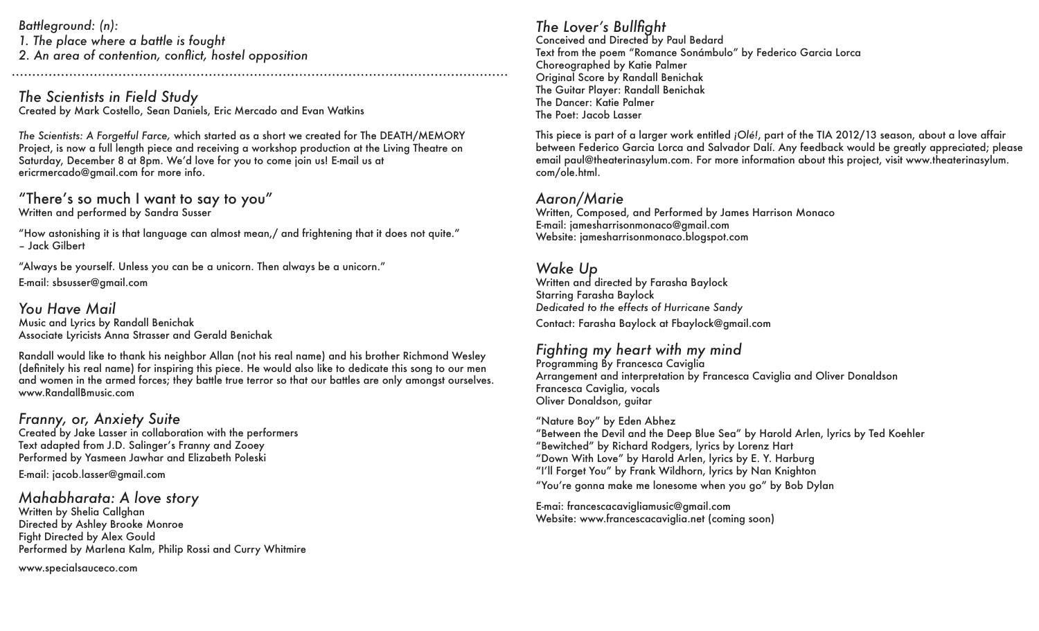*Battleground: (n):*
*1. The place where a battle is fought*
*2. An area of contention, conflict, hostel opposition*

---

## *The Scientists in Field Study*

Created by Mark Costello, Sean Daniels, Eric Mercado and Evan Watkins

*The Scientists: A Forgetful Farce,* which started as a short we created for The DEATH/MEMORY Project, is now a full length piece and receiving a workshop production at the Living Theatre on Saturday, December 8 at 8pm. We'd love for you to come join us! E-mail us at ericrmercado@gmail.com for more info.

## "There's so much I want to say to you"

Written and performed by Sandra Susser

"How astonishing it is that language can almost mean,/ and frightening that it does not quite."
– Jack Gilbert

"Always be yourself. Unless you can be a unicorn. Then always be a unicorn."

E-mail: sbsusser@gmail.com

## *You Have Mail*

Music and Lyrics by Randall Benichak
Associate Lyricists Anna Strasser and Gerald Benichak

Randall would like to thank his neighbor Allan (not his real name) and his brother Richmond Wesley (definitely his real name) for inspiring this piece. He would also like to dedicate this song to our men and women in the armed forces; they battle true terror so that our battles are only amongst ourselves.
www.RandallBmusic.com

## *Franny, or, Anxiety Suite*

Created by Jake Lasser in collaboration with the performers
Text adapted from J.D. Salinger's Franny and Zooey
Performed by Yasmeen Jawhar and Elizabeth Poleski

E-mail: jacob.lasser@gmail.com

## *Mahabharata: A love story*

Written by Shelia Callghan
Directed by Ashley Brooke Monroe
Fight Directed by Alex Gould
Performed by Marlena Kalm, Philip Rossi and Curry Whitmire

www.specialsauceco.com

## *The Lover's Bullfight*

Conceived and Directed by Paul Bedard
Text from the poem "Romance Sonámbulo" by Federico Garcia Lorca
Choreographed by Katie Palmer
Original Score by Randall Benichak
The Guitar Player: Randall Benichak
The Dancer: Katie Palmer
The Poet: Jacob Lasser

This piece is part of a larger work entitled *¡Olé!*, part of the TIA 2012/13 season, about a love affair between Federico Garcia Lorca and Salvador Dalí. Any feedback would be greatly appreciated; please email paul@theaterinasylum.com. For more information about this project, visit www.theaterinasylum.com/ole.html.

## *Aaron/Marie*

Written, Composed, and Performed by James Harrison Monaco
E-mail: jamesharrisonmonaco@gmail.com
Website: jamesharrisonmonaco.blogspot.com

## *Wake Up*

Written and directed by Farasha Baylock
Starring Farasha Baylock
*Dedicated to the effects of Hurricane Sandy*

Contact: Farasha Baylock at Fbaylock@gmail.com

## *Fighting my heart with my mind*

Programming By Francesca Caviglia
Arrangement and interpretation by Francesca Caviglia and Oliver Donaldson
Francesca Caviglia, vocals
Oliver Donaldson, guitar

"Nature Boy" by Eden Abhez
"Between the Devil and the Deep Blue Sea" by Harold Arlen, lyrics by Ted Koehler
"Bewitched" by Richard Rodgers, lyrics by Lorenz Hart
"Down With Love" by Harold Arlen, lyrics by E. Y. Harburg
"I'll Forget You" by Frank Wildhorn, lyrics by Nan Knighton
"You're gonna make me lonesome when you go" by Bob Dylan

E-mai: francescacavigliamusic@gmail.com
Website: www.francescacaviglia.net (coming soon)